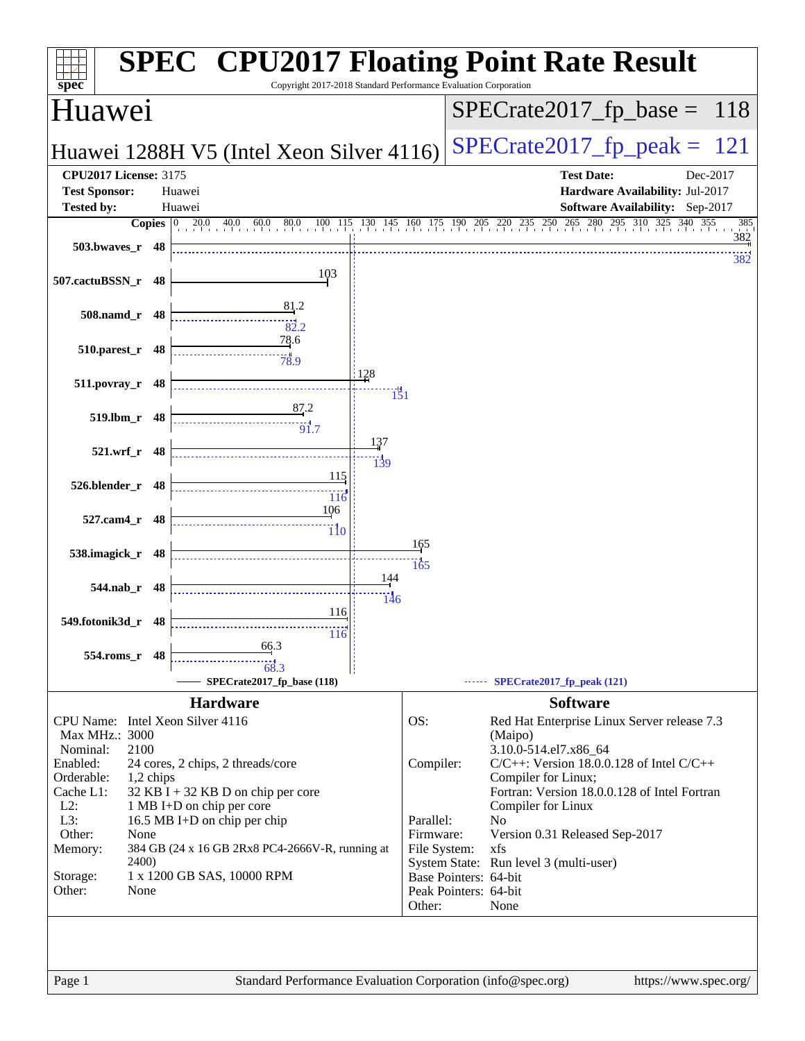# SPEC CPU2017 Floating Point Rate Result

Copyright 2017-2018 Standard Performance Evaluation Corporation

## Huawei

**Huawei 1288H V5 (Intel Xeon Silver 4116)**

SPECrate2017_fp_base = 118

SPECrate2017_fp_peak = 121

**CPU2017 License:** 3175
**Test Sponsor:** Huawei
**Tested by:** Huawei

**Test Date:** Dec-2017
**Hardware Availability:** Jul-2017
**Software Availability:** Sep-2017

| Benchmark | Copies | Base | Peak |
|---|---|---|---|
| 503.bwaves_r | 48 | 382 | 382 |
| 507.cactuBSSN_r | 48 | 103 | |
| 508.namd_r | 48 | 81.2 | 82.2 |
| 510.parest_r | 48 | 78.6 | 78.9 |
| 511.povray_r | 48 | 128 | 151 |
| 519.lbm_r | 48 | 87.2 | 91.7 |
| 521.wrf_r | 48 | 137 | 139 |
| 526.blender_r | 48 | 115 | 116 |
| 527.cam4_r | 48 | 106 | 110 |
| 538.imagick_r | 48 | 165 | 165 |
| 544.nab_r | 48 | 144 | 146 |
| 549.fotonik3d_r | 48 | 116 | 116 |
| 554.roms_r | 48 | 66.3 | 68.3 |

SPECrate2017_fp_base (118) — SPECrate2017_fp_peak (121)

## Hardware

| | |
|---|---|
| CPU Name: | Intel Xeon Silver 4116 |
| Max MHz.: | 3000 |
| Nominal: | 2100 |
| Enabled: | 24 cores, 2 chips, 2 threads/core |
| Orderable: | 1,2 chips |
| Cache L1: | 32 KB I + 32 KB D on chip per core |
| L2: | 1 MB I+D on chip per core |
| L3: | 16.5 MB I+D on chip per chip |
| Other: | None |
| Memory: | 384 GB (24 x 16 GB 2Rx8 PC4-2666V-R, running at 2400) |
| Storage: | 1 x 1200 GB SAS, 10000 RPM |
| Other: | None |

## Software

| | |
|---|---|
| OS: | Red Hat Enterprise Linux Server release 7.3 (Maipo) 3.10.0-514.el7.x86_64 |
| Compiler: | C/C++: Version 18.0.0.128 of Intel C/C++ Compiler for Linux; Fortran: Version 18.0.0.128 of Intel Fortran Compiler for Linux |
| Parallel: | No |
| Firmware: | Version 0.31 Released Sep-2017 |
| File System: | xfs |
| System State: | Run level 3 (multi-user) |
| Base Pointers: | 64-bit |
| Peak Pointers: | 64-bit |
| Other: | None |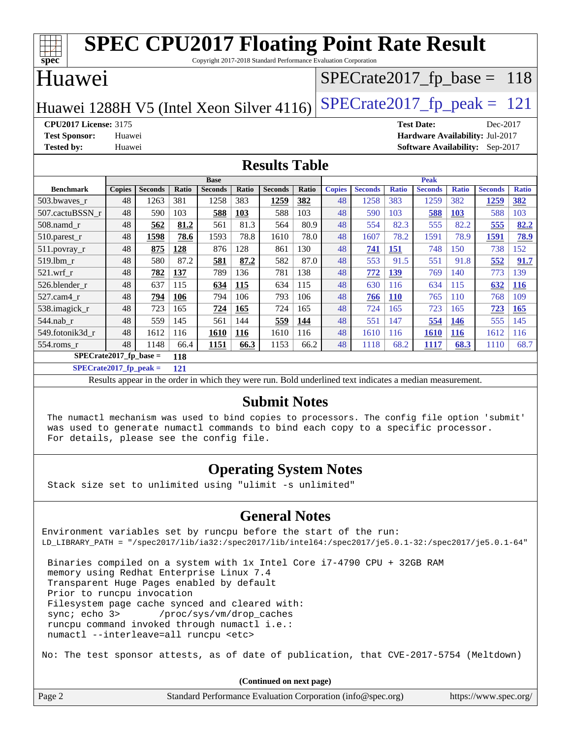# SPEC CPU2017 Floating Point Rate Result

Copyright 2017-2018 Standard Performance Evaluation Corporation

## Huawei

Huawei 1288H V5 (Intel Xeon Silver 4116)

SPECrate2017_fp_base = 118

SPECrate2017_fp_peak = 121

**CPU2017 License:** 3175
**Test Sponsor:** Huawei
**Tested by:** Huawei

**Test Date:** Dec-2017
**Hardware Availability:** Jul-2017
**Software Availability:** Sep-2017

## Results Table

| | Base | | | | | | | Peak | | | | | | |
|---|---|---|---|---|---|---|---|---|---|---|---|---|---|---|
| **Benchmark** | **Copies** | **Seconds** | **Ratio** | **Seconds** | **Ratio** | **Seconds** | **Ratio** | **Copies** | **Seconds** | **Ratio** | **Seconds** | **Ratio** | **Seconds** | **Ratio** |
| 503.bwaves_r | 48 | 1263 | 381 | 1258 | 383 | **1259** | **382** | 48 | 1258 | 383 | 1259 | 382 | **1259** | **382** |
| 507.cactuBSSN_r | 48 | 590 | 103 | **588** | **103** | 588 | 103 | 48 | 590 | 103 | **588** | **103** | 588 | 103 |
| 508.namd_r | 48 | **562** | **81.2** | 561 | 81.3 | 564 | 80.9 | 48 | 554 | 82.3 | 555 | 82.2 | **555** | **82.2** |
| 510.parest_r | 48 | **1598** | **78.6** | 1593 | 78.8 | 1610 | 78.0 | 48 | 1607 | 78.2 | 1591 | 78.9 | **1591** | **78.9** |
| 511.povray_r | 48 | **875** | **128** | 876 | 128 | 861 | 130 | 48 | **741** | **151** | 748 | 150 | 738 | 152 |
| 519.lbm_r | 48 | 580 | 87.2 | **581** | **87.2** | 582 | 87.0 | 48 | 553 | 91.5 | 551 | 91.8 | **552** | **91.7** |
| 521.wrf_r | 48 | **782** | **137** | 789 | 136 | 781 | 138 | 48 | **772** | **139** | 769 | 140 | 773 | 139 |
| 526.blender_r | 48 | 637 | 115 | **634** | **115** | 634 | 115 | 48 | 630 | 116 | 634 | 115 | **632** | **116** |
| 527.cam4_r | 48 | **794** | **106** | 794 | 106 | 793 | 106 | 48 | **766** | **110** | 765 | 110 | 768 | 109 |
| 538.imagick_r | 48 | 723 | 165 | **724** | **165** | 724 | 165 | 48 | 724 | 165 | 723 | 165 | **723** | **165** |
| 544.nab_r | 48 | 559 | 145 | 561 | 144 | **559** | **144** | 48 | 551 | 147 | **554** | **146** | 555 | 145 |
| 549.fotonik3d_r | 48 | 1612 | 116 | **1610** | **116** | 1610 | 116 | 48 | 1610 | 116 | **1610** | **116** | 1612 | 116 |
| 554.roms_r | 48 | 1148 | 66.4 | **1151** | **66.3** | 1153 | 66.2 | 48 | 1118 | 68.2 | **1117** | **68.3** | 1110 | 68.7 |

**SPECrate2017_fp_base = 118**

**SPECrate2017_fp_peak = 121**

Results appear in the order in which they were run. Bold underlined text indicates a median measurement.

## Submit Notes

```
The numactl mechanism was used to bind copies to processors. The config file option 'submit'
was used to generate numactl commands to bind each copy to a specific processor.
For details, please see the config file.
```

## Operating System Notes

```
Stack size set to unlimited using "ulimit -s unlimited"
```

## General Notes

```
Environment variables set by runcpu before the start of the run:
LD_LIBRARY_PATH = "/spec2017/lib/ia32:/spec2017/lib/intel64:/spec2017/je5.0.1-32:/spec2017/je5.0.1-64"

 Binaries compiled on a system with 1x Intel Core i7-4790 CPU + 32GB RAM
 memory using Redhat Enterprise Linux 7.4
 Transparent Huge Pages enabled by default
 Prior to runcpu invocation
 Filesystem page cache synced and cleared with:
 sync; echo 3>       /proc/sys/vm/drop_caches
 runcpu command invoked through numactl i.e.:
 numactl --interleave=all runcpu <etc>

No: The test sponsor attests, as of date of publication, that CVE-2017-5754 (Meltdown)
```

(Continued on next page)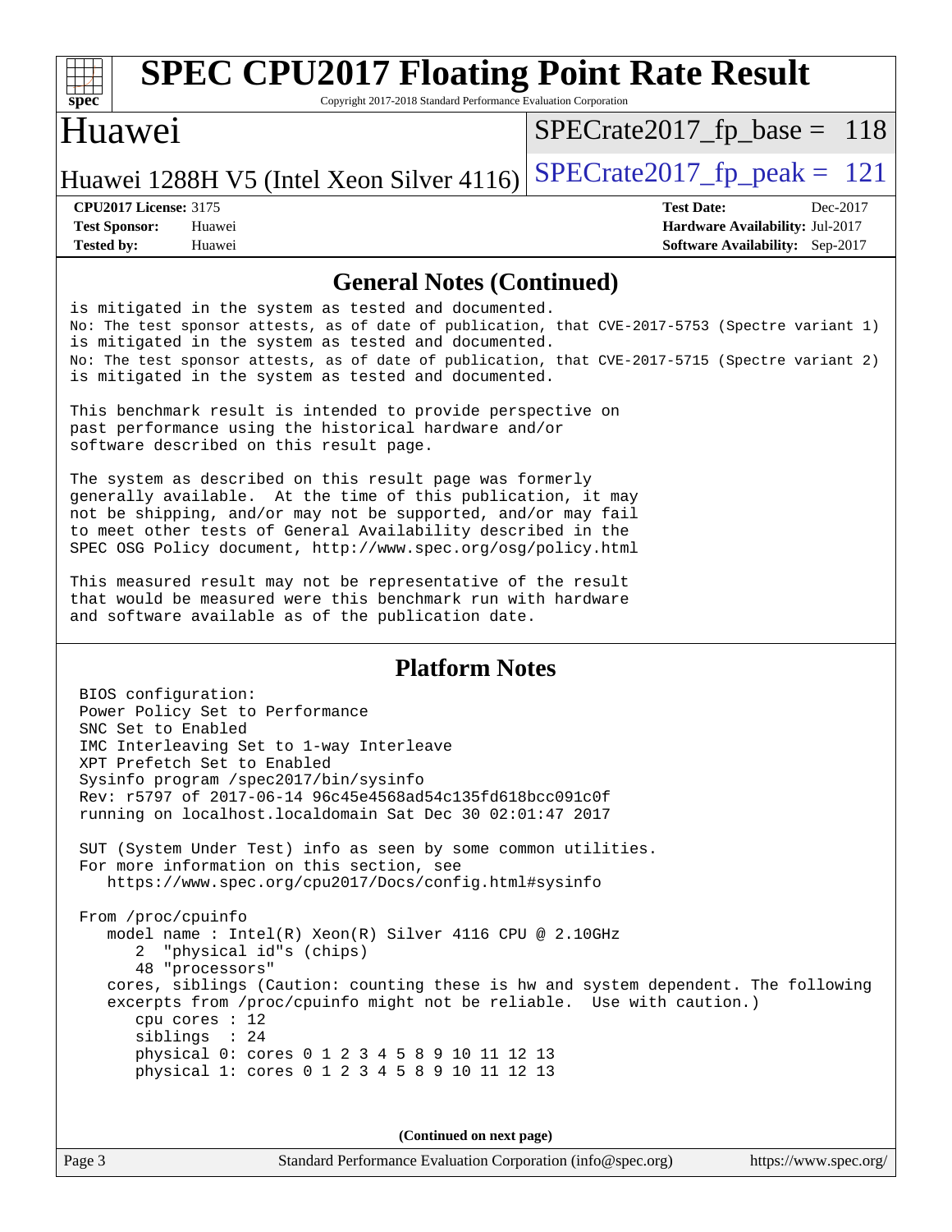## General Notes (Continued)

```
is mitigated in the system as tested and documented.
No: The test sponsor attests, as of date of publication, that CVE-2017-5753 (Spectre variant 1)
is mitigated in the system as tested and documented.
No: The test sponsor attests, as of date of publication, that CVE-2017-5715 (Spectre variant 2)
is mitigated in the system as tested and documented.

This benchmark result is intended to provide perspective on
past performance using the historical hardware and/or
software described on this result page.

The system as described on this result page was formerly
generally available.  At the time of this publication, it may
not be shipping, and/or may not be supported, and/or may fail
to meet other tests of General Availability described in the
SPEC OSG Policy document, http://www.spec.org/osg/policy.html

This measured result may not be representative of the result
that would be measured were this benchmark run with hardware
and software available as of the publication date.
```

## Platform Notes

```
BIOS configuration:
Power Policy Set to Performance
SNC Set to Enabled
IMC Interleaving Set to 1-way Interleave
XPT Prefetch Set to Enabled
Sysinfo program /spec2017/bin/sysinfo
Rev: r5797 of 2017-06-14 96c45e4568ad54c135fd618bcc091c0f
running on localhost.localdomain Sat Dec 30 02:01:47 2017

SUT (System Under Test) info as seen by some common utilities.
For more information on this section, see
   https://www.spec.org/cpu2017/Docs/config.html#sysinfo

From /proc/cpuinfo
   model name : Intel(R) Xeon(R) Silver 4116 CPU @ 2.10GHz
      2  "physical id"s (chips)
      48 "processors"
   cores, siblings (Caution: counting these is hw and system dependent. The following
   excerpts from /proc/cpuinfo might not be reliable.  Use with caution.)
      cpu cores : 12
      siblings  : 24
      physical 0: cores 0 1 2 3 4 5 8 9 10 11 12 13
      physical 1: cores 0 1 2 3 4 5 8 9 10 11 12 13
```

(Continued on next page)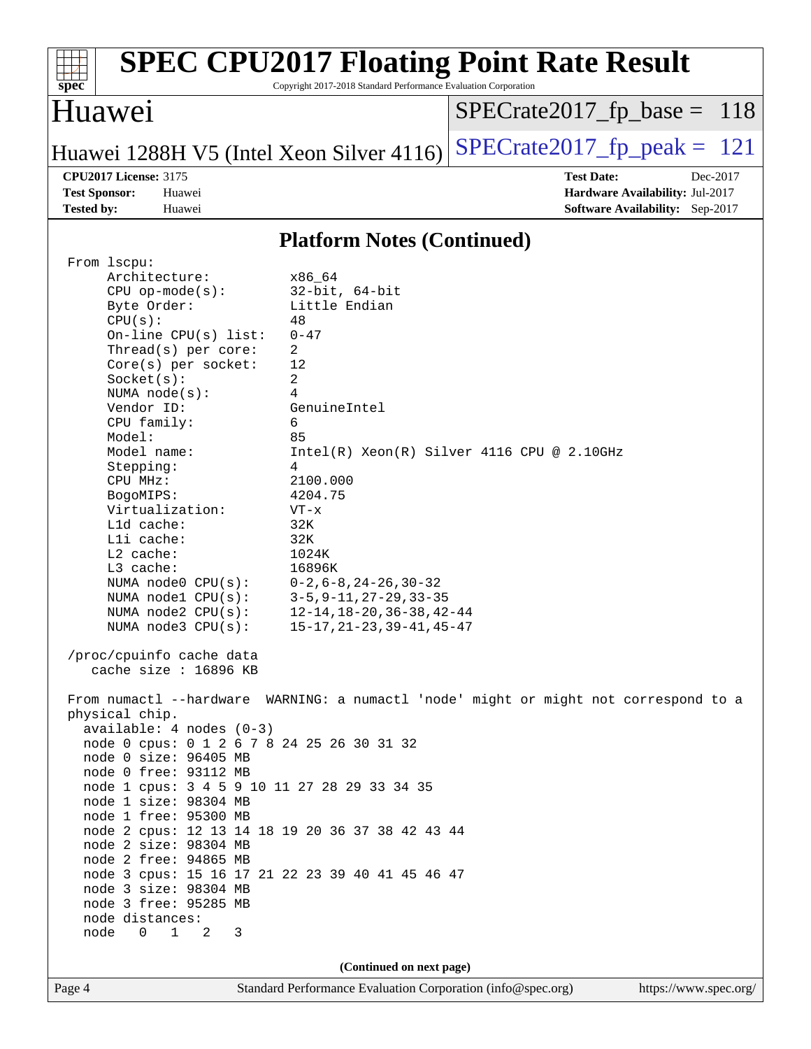## Platform Notes (Continued)

```
From lscpu:
     Architecture:          x86_64
     CPU op-mode(s):        32-bit, 64-bit
     Byte Order:            Little Endian
     CPU(s):                48
     On-line CPU(s) list:   0-47
     Thread(s) per core:    2
     Core(s) per socket:    12
     Socket(s):             2
     NUMA node(s):          4
     Vendor ID:             GenuineIntel
     CPU family:            6
     Model:                 85
     Model name:            Intel(R) Xeon(R) Silver 4116 CPU @ 2.10GHz
     Stepping:              4
     CPU MHz:               2100.000
     BogoMIPS:              4204.75
     Virtualization:        VT-x
     L1d cache:             32K
     L1i cache:             32K
     L2 cache:              1024K
     L3 cache:              16896K
     NUMA node0 CPU(s):     0-2,6-8,24-26,30-32
     NUMA node1 CPU(s):     3-5,9-11,27-29,33-35
     NUMA node2 CPU(s):     12-14,18-20,36-38,42-44
     NUMA node3 CPU(s):     15-17,21-23,39-41,45-47

 /proc/cpuinfo cache data
    cache size : 16896 KB

 From numactl --hardware  WARNING: a numactl 'node' might or might not correspond to a
 physical chip.
   available: 4 nodes (0-3)
   node 0 cpus: 0 1 2 6 7 8 24 25 26 30 31 32
   node 0 size: 96405 MB
   node 0 free: 93112 MB
   node 1 cpus: 3 4 5 9 10 11 27 28 29 33 34 35
   node 1 size: 98304 MB
   node 1 free: 95300 MB
   node 2 cpus: 12 13 14 18 19 20 36 37 38 42 43 44
   node 2 size: 98304 MB
   node 2 free: 94865 MB
   node 3 cpus: 15 16 17 21 22 23 39 40 41 45 46 47
   node 3 size: 98304 MB
   node 3 free: 95285 MB
   node distances:
   node   0   1   2   3
```

(Continued on next page)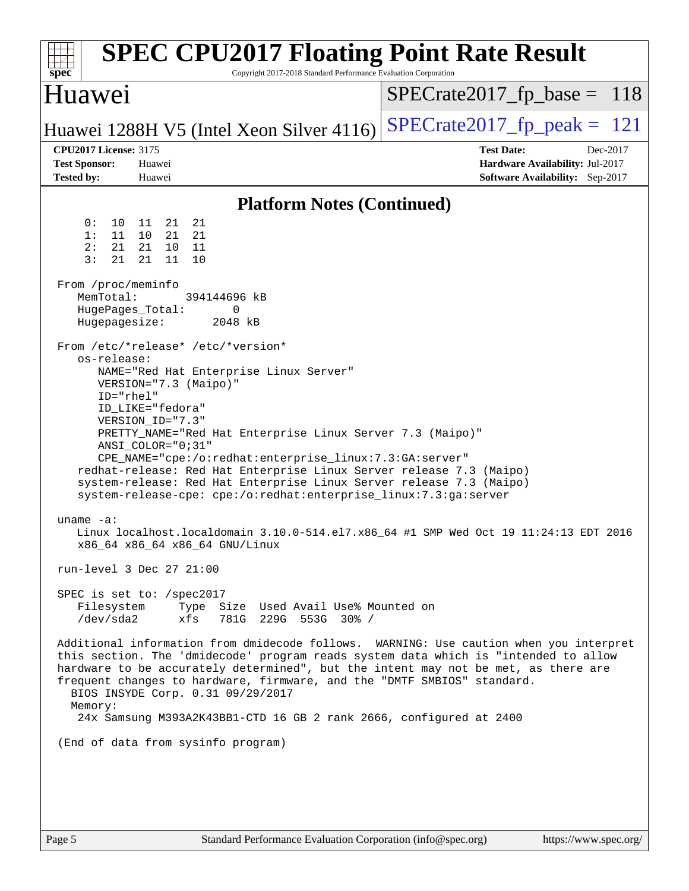## Platform Notes (Continued)

```
     0:  10  11  21  21
     1:  11  10  21  21
     2:  21  21  10  11
     3:  21  21  11  10

 From /proc/meminfo
    MemTotal:       394144696 kB
    HugePages_Total:       0
    Hugepagesize:       2048 kB

 From /etc/*release* /etc/*version*
    os-release:
       NAME="Red Hat Enterprise Linux Server"
       VERSION="7.3 (Maipo)"
       ID="rhel"
       ID_LIKE="fedora"
       VERSION_ID="7.3"
       PRETTY_NAME="Red Hat Enterprise Linux Server 7.3 (Maipo)"
       ANSI_COLOR="0;31"
       CPE_NAME="cpe:/o:redhat:enterprise_linux:7.3:GA:server"
    redhat-release: Red Hat Enterprise Linux Server release 7.3 (Maipo)
    system-release: Red Hat Enterprise Linux Server release 7.3 (Maipo)
    system-release-cpe: cpe:/o:redhat:enterprise_linux:7.3:ga:server

 uname -a:
    Linux localhost.localdomain 3.10.0-514.el7.x86_64 #1 SMP Wed Oct 19 11:24:13 EDT 2016
    x86_64 x86_64 x86_64 GNU/Linux

 run-level 3 Dec 27 21:00

 SPEC is set to: /spec2017
    Filesystem     Type  Size  Used Avail Use% Mounted on
    /dev/sda2      xfs   781G  229G  553G  30% /

 Additional information from dmidecode follows.  WARNING: Use caution when you interpret
 this section. The 'dmidecode' program reads system data which is "intended to allow
 hardware to be accurately determined", but the intent may not be met, as there are
 frequent changes to hardware, firmware, and the "DMTF SMBIOS" standard.
   BIOS INSYDE Corp. 0.31 09/29/2017
   Memory:
     24x Samsung M393A2K43BB1-CTD 16 GB 2 rank 2666, configured at 2400

 (End of data from sysinfo program)
```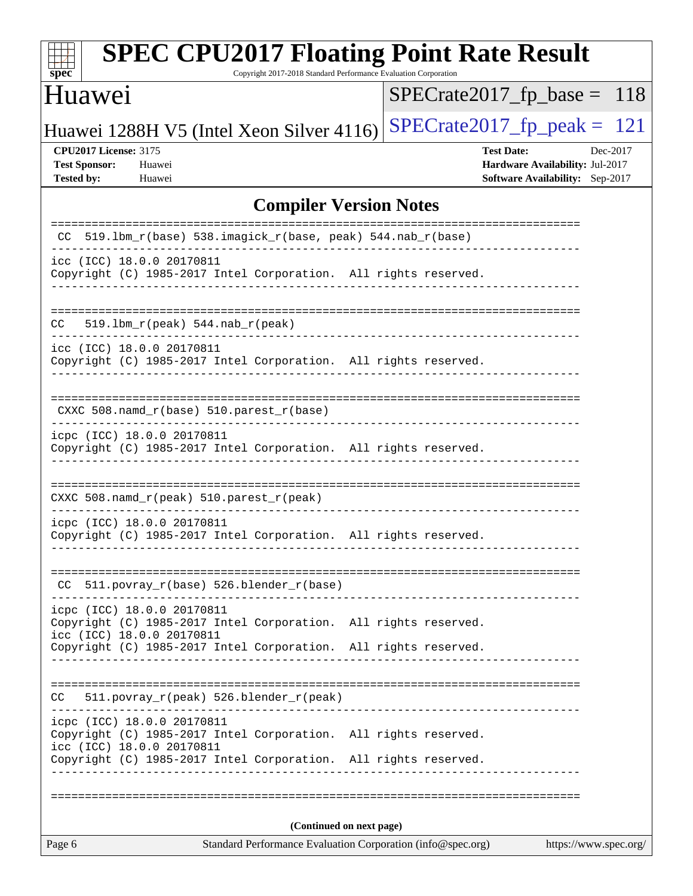# SPEC CPU2017 Floating Point Rate Result

Copyright 2017-2018 Standard Performance Evaluation Corporation

## Huawei

Huawei 1288H V5 (Intel Xeon Silver 4116)

SPECrate2017_fp_base = 118

SPECrate2017_fp_peak = 121

**CPU2017 License:** 3175
**Test Sponsor:** Huawei
**Tested by:** Huawei

**Test Date:** Dec-2017
**Hardware Availability:** Jul-2017
**Software Availability:** Sep-2017

## Compiler Version Notes

```
==============================================================================
 CC  519.lbm_r(base) 538.imagick_r(base, peak) 544.nab_r(base)
------------------------------------------------------------------------------
icc (ICC) 18.0.0 20170811
Copyright (C) 1985-2017 Intel Corporation.  All rights reserved.
------------------------------------------------------------------------------

==============================================================================
CC   519.lbm_r(peak) 544.nab_r(peak)
------------------------------------------------------------------------------
icc (ICC) 18.0.0 20170811
Copyright (C) 1985-2017 Intel Corporation.  All rights reserved.
------------------------------------------------------------------------------

==============================================================================
 CXXC 508.namd_r(base) 510.parest_r(base)
------------------------------------------------------------------------------
icpc (ICC) 18.0.0 20170811
Copyright (C) 1985-2017 Intel Corporation.  All rights reserved.
------------------------------------------------------------------------------

==============================================================================
CXXC 508.namd_r(peak) 510.parest_r(peak)
------------------------------------------------------------------------------
icpc (ICC) 18.0.0 20170811
Copyright (C) 1985-2017 Intel Corporation.  All rights reserved.
------------------------------------------------------------------------------

==============================================================================
 CC  511.povray_r(base) 526.blender_r(base)
------------------------------------------------------------------------------
icpc (ICC) 18.0.0 20170811
Copyright (C) 1985-2017 Intel Corporation.  All rights reserved.
icc (ICC) 18.0.0 20170811
Copyright (C) 1985-2017 Intel Corporation.  All rights reserved.
------------------------------------------------------------------------------

==============================================================================
CC   511.povray_r(peak) 526.blender_r(peak)
------------------------------------------------------------------------------
icpc (ICC) 18.0.0 20170811
Copyright (C) 1985-2017 Intel Corporation.  All rights reserved.
icc (ICC) 18.0.0 20170811
Copyright (C) 1985-2017 Intel Corporation.  All rights reserved.
------------------------------------------------------------------------------

==============================================================================
```

**(Continued on next page)**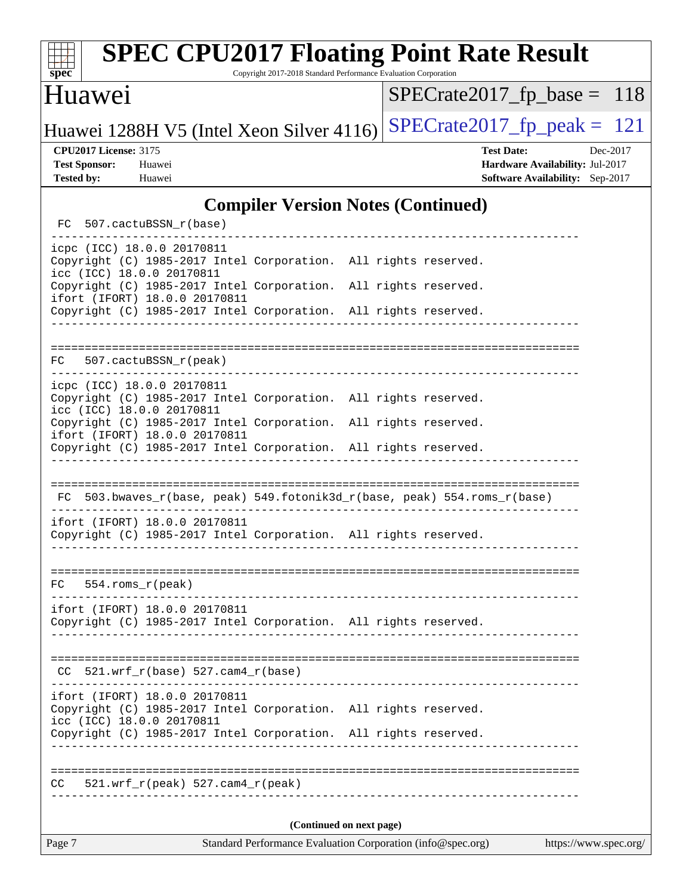# SPEC CPU2017 Floating Point Rate Result

Copyright 2017-2018 Standard Performance Evaluation Corporation

## Huawei

Huawei 1288H V5 (Intel Xeon Silver 4116)

SPECrate2017_fp_base = 118

SPECrate2017_fp_peak = 121

**CPU2017 License:** 3175
**Test Sponsor:** Huawei
**Tested by:** Huawei

**Test Date:** Dec-2017
**Hardware Availability:** Jul-2017
**Software Availability:** Sep-2017

## Compiler Version Notes (Continued)

```
 FC  507.cactuBSSN_r(base)
------------------------------------------------------------------------------
icpc (ICC) 18.0.0 20170811
Copyright (C) 1985-2017 Intel Corporation.  All rights reserved.
icc (ICC) 18.0.0 20170811
Copyright (C) 1985-2017 Intel Corporation.  All rights reserved.
ifort (IFORT) 18.0.0 20170811
Copyright (C) 1985-2017 Intel Corporation.  All rights reserved.
------------------------------------------------------------------------------

==============================================================================
FC   507.cactuBSSN_r(peak)
------------------------------------------------------------------------------
icpc (ICC) 18.0.0 20170811
Copyright (C) 1985-2017 Intel Corporation.  All rights reserved.
icc (ICC) 18.0.0 20170811
Copyright (C) 1985-2017 Intel Corporation.  All rights reserved.
ifort (IFORT) 18.0.0 20170811
Copyright (C) 1985-2017 Intel Corporation.  All rights reserved.
------------------------------------------------------------------------------

==============================================================================
 FC  503.bwaves_r(base, peak) 549.fotonik3d_r(base, peak) 554.roms_r(base)
------------------------------------------------------------------------------
ifort (IFORT) 18.0.0 20170811
Copyright (C) 1985-2017 Intel Corporation.  All rights reserved.
------------------------------------------------------------------------------

==============================================================================
FC   554.roms_r(peak)
------------------------------------------------------------------------------
ifort (IFORT) 18.0.0 20170811
Copyright (C) 1985-2017 Intel Corporation.  All rights reserved.
------------------------------------------------------------------------------

==============================================================================
 CC  521.wrf_r(base) 527.cam4_r(base)
------------------------------------------------------------------------------
ifort (IFORT) 18.0.0 20170811
Copyright (C) 1985-2017 Intel Corporation.  All rights reserved.
icc (ICC) 18.0.0 20170811
Copyright (C) 1985-2017 Intel Corporation.  All rights reserved.
------------------------------------------------------------------------------

==============================================================================
CC   521.wrf_r(peak) 527.cam4_r(peak)
------------------------------------------------------------------------------
```

**(Continued on next page)**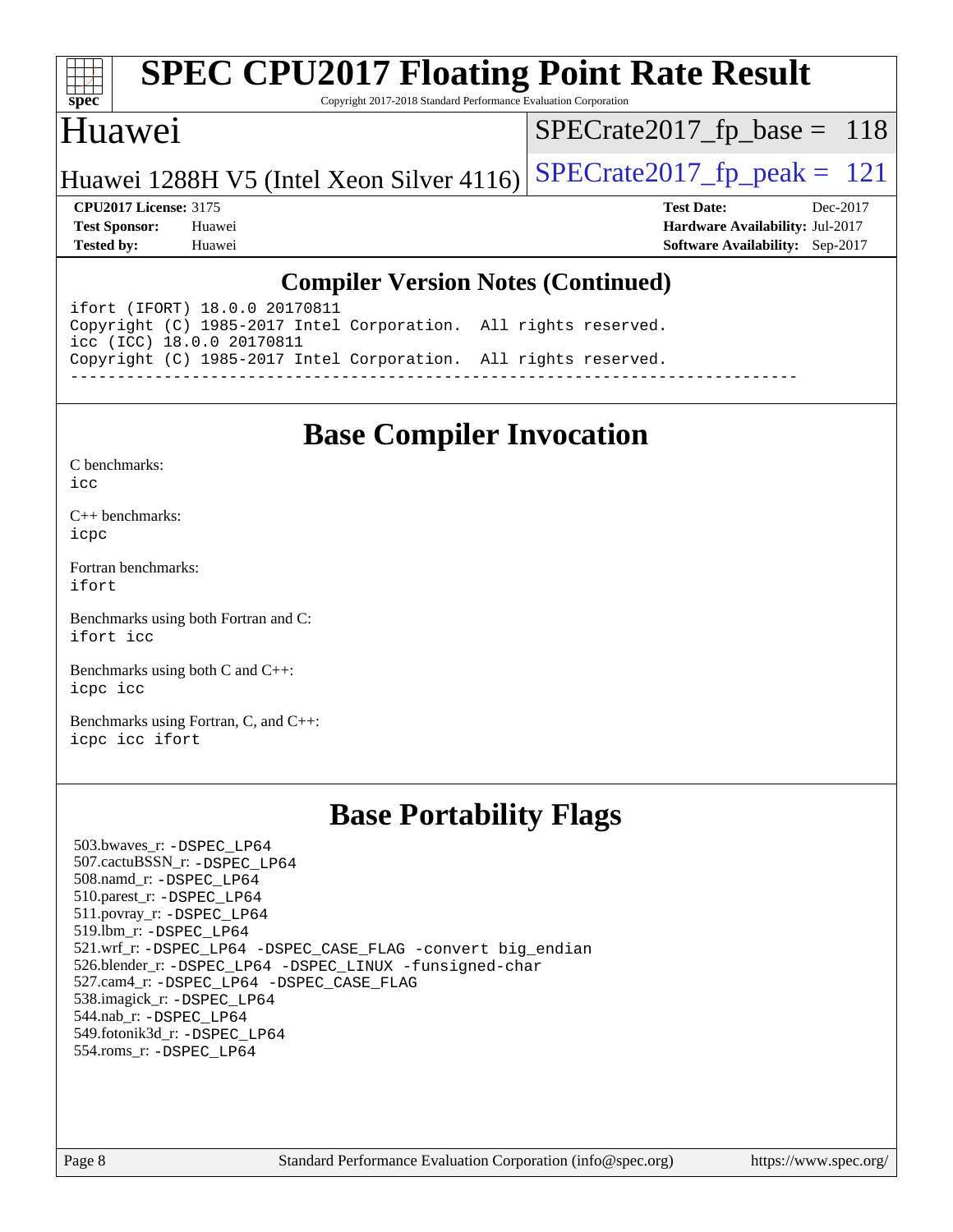## Compiler Version Notes (Continued)

```
ifort (IFORT) 18.0.0 20170811
Copyright (C) 1985-2017 Intel Corporation.  All rights reserved.
icc (ICC) 18.0.0 20170811
Copyright (C) 1985-2017 Intel Corporation.  All rights reserved.
------------------------------------------------------------------------------
```

## Base Compiler Invocation

C benchmarks:
icc

C++ benchmarks:
icpc

Fortran benchmarks:
ifort

Benchmarks using both Fortran and C:
ifort icc

Benchmarks using both C and C++:
icpc icc

Benchmarks using Fortran, C, and C++:
icpc icc ifort

## Base Portability Flags

503.bwaves_r: -DSPEC_LP64
507.cactuBSSN_r: -DSPEC_LP64
508.namd_r: -DSPEC_LP64
510.parest_r: -DSPEC_LP64
511.povray_r: -DSPEC_LP64
519.lbm_r: -DSPEC_LP64
521.wrf_r: -DSPEC_LP64 -DSPEC_CASE_FLAG -convert big_endian
526.blender_r: -DSPEC_LP64 -DSPEC_LINUX -funsigned-char
527.cam4_r: -DSPEC_LP64 -DSPEC_CASE_FLAG
538.imagick_r: -DSPEC_LP64
544.nab_r: -DSPEC_LP64
549.fotonik3d_r: -DSPEC_LP64
554.roms_r: -DSPEC_LP64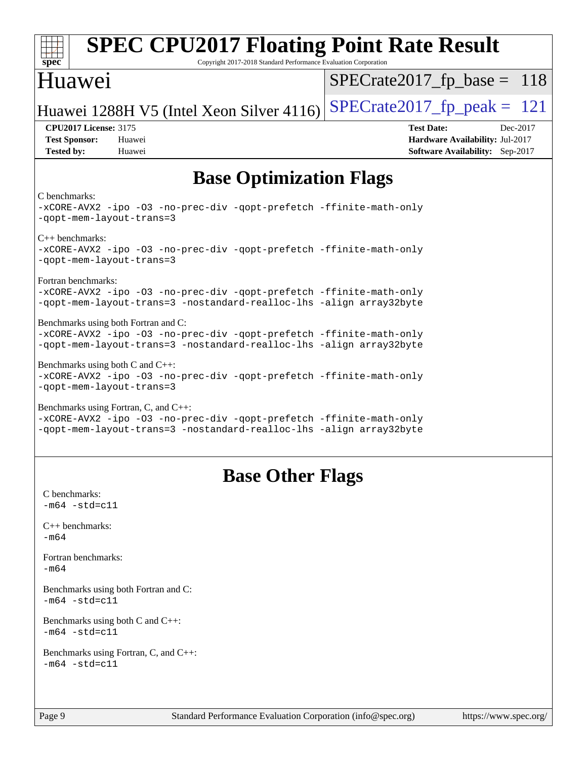# SPEC CPU2017 Floating Point Rate Result

Copyright 2017-2018 Standard Performance Evaluation Corporation

# Huawei

Huawei 1288H V5 (Intel Xeon Silver 4116)

SPECrate2017_fp_base = 118

SPECrate2017_fp_peak = 121

**CPU2017 License:** 3175
**Test Sponsor:** Huawei
**Tested by:** Huawei

**Test Date:** Dec-2017
**Hardware Availability:** Jul-2017
**Software Availability:** Sep-2017

## Base Optimization Flags

C benchmarks:
```
-xCORE-AVX2 -ipo -O3 -no-prec-div -qopt-prefetch -ffinite-math-only
-qopt-mem-layout-trans=3
```

C++ benchmarks:
```
-xCORE-AVX2 -ipo -O3 -no-prec-div -qopt-prefetch -ffinite-math-only
-qopt-mem-layout-trans=3
```

Fortran benchmarks:
```
-xCORE-AVX2 -ipo -O3 -no-prec-div -qopt-prefetch -ffinite-math-only
-qopt-mem-layout-trans=3 -nostandard-realloc-lhs -align array32byte
```

Benchmarks using both Fortran and C:
```
-xCORE-AVX2 -ipo -O3 -no-prec-div -qopt-prefetch -ffinite-math-only
-qopt-mem-layout-trans=3 -nostandard-realloc-lhs -align array32byte
```

Benchmarks using both C and C++:
```
-xCORE-AVX2 -ipo -O3 -no-prec-div -qopt-prefetch -ffinite-math-only
-qopt-mem-layout-trans=3
```

Benchmarks using Fortran, C, and C++:
```
-xCORE-AVX2 -ipo -O3 -no-prec-div -qopt-prefetch -ffinite-math-only
-qopt-mem-layout-trans=3 -nostandard-realloc-lhs -align array32byte
```

## Base Other Flags

C benchmarks:
```
-m64 -std=c11
```

C++ benchmarks:
```
-m64
```

Fortran benchmarks:
```
-m64
```

Benchmarks using both Fortran and C:
```
-m64 -std=c11
```

Benchmarks using both C and C++:
```
-m64 -std=c11
```

Benchmarks using Fortran, C, and C++:
```
-m64 -std=c11
```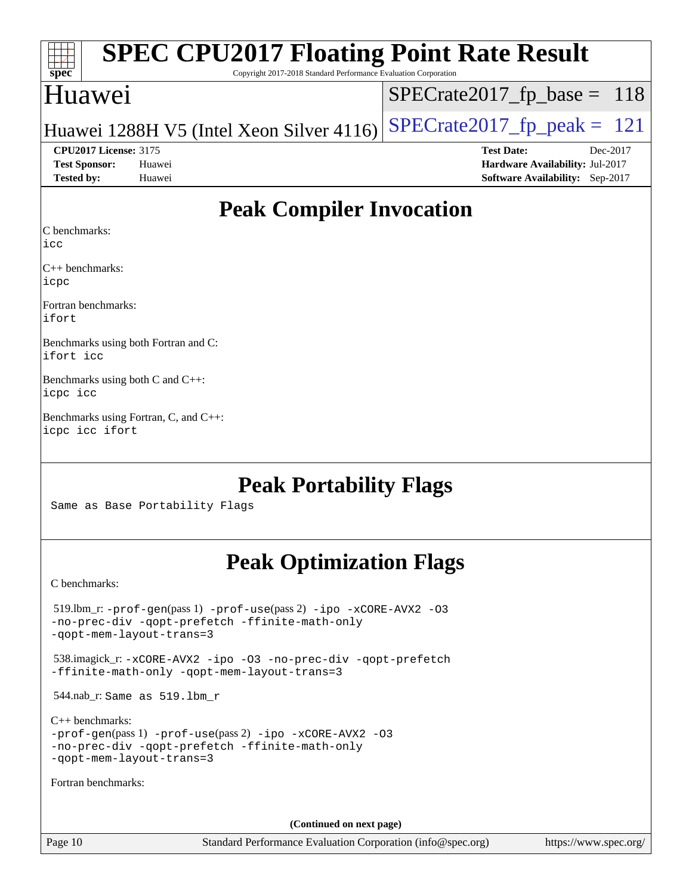# SPEC CPU2017 Floating Point Rate Result

Copyright 2017-2018 Standard Performance Evaluation Corporation

## Huawei

Huawei 1288H V5 (Intel Xeon Silver 4116)

SPECrate2017_fp_base = 118

SPECrate2017_fp_peak = 121

**CPU2017 License:** 3175
**Test Sponsor:** Huawei
**Tested by:** Huawei

**Test Date:** Dec-2017
**Hardware Availability:** Jul-2017
**Software Availability:** Sep-2017

## Peak Compiler Invocation

C benchmarks:
`icc`

C++ benchmarks:
`icpc`

Fortran benchmarks:
`ifort`

Benchmarks using both Fortran and C:
`ifort icc`

Benchmarks using both C and C++:
`icpc icc`

Benchmarks using Fortran, C, and C++:
`icpc icc ifort`

## Peak Portability Flags

Same as Base Portability Flags

## Peak Optimization Flags

C benchmarks:

519.lbm_r: `-prof-gen`(pass 1) `-prof-use`(pass 2) `-ipo -xCORE-AVX2 -O3 -no-prec-div -qopt-prefetch -ffinite-math-only -qopt-mem-layout-trans=3`

538.imagick_r: `-xCORE-AVX2 -ipo -O3 -no-prec-div -qopt-prefetch -ffinite-math-only -qopt-mem-layout-trans=3`

544.nab_r: Same as 519.lbm_r

C++ benchmarks:
`-prof-gen`(pass 1) `-prof-use`(pass 2) `-ipo -xCORE-AVX2 -O3 -no-prec-div -qopt-prefetch -ffinite-math-only -qopt-mem-layout-trans=3`

Fortran benchmarks:

**(Continued on next page)**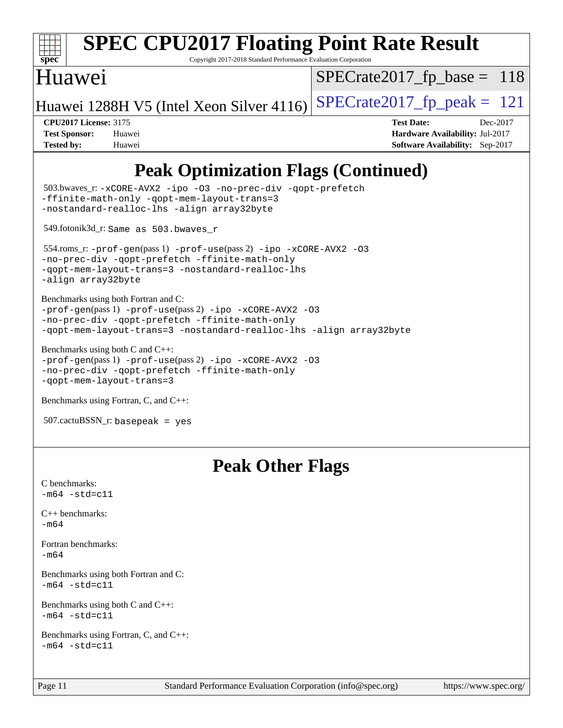# SPEC CPU2017 Floating Point Rate Result

Copyright 2017-2018 Standard Performance Evaluation Corporation

## Huawei

Huawei 1288H V5 (Intel Xeon Silver 4116)

SPECrate2017_fp_base = 118

SPECrate2017_fp_peak = 121

**CPU2017 License:** 3175
**Test Sponsor:** Huawei
**Tested by:** Huawei

**Test Date:** Dec-2017
**Hardware Availability:** Jul-2017
**Software Availability:** Sep-2017

## Peak Optimization Flags (Continued)

503.bwaves_r: -xCORE-AVX2 -ipo -O3 -no-prec-div -qopt-prefetch -ffinite-math-only -qopt-mem-layout-trans=3 -nostandard-realloc-lhs -align array32byte

549.fotonik3d_r: Same as 503.bwaves_r

554.roms_r: -prof-gen(pass 1) -prof-use(pass 2) -ipo -xCORE-AVX2 -O3 -no-prec-div -qopt-prefetch -ffinite-math-only -qopt-mem-layout-trans=3 -nostandard-realloc-lhs -align array32byte

Benchmarks using both Fortran and C:
-prof-gen(pass 1) -prof-use(pass 2) -ipo -xCORE-AVX2 -O3 -no-prec-div -qopt-prefetch -ffinite-math-only -qopt-mem-layout-trans=3 -nostandard-realloc-lhs -align array32byte

Benchmarks using both C and C++:
-prof-gen(pass 1) -prof-use(pass 2) -ipo -xCORE-AVX2 -O3 -no-prec-div -qopt-prefetch -ffinite-math-only -qopt-mem-layout-trans=3

Benchmarks using Fortran, C, and C++:

507.cactuBSSN_r: basepeak = yes

## Peak Other Flags

C benchmarks:
-m64 -std=c11

C++ benchmarks:
-m64

Fortran benchmarks:
-m64

Benchmarks using both Fortran and C:
-m64 -std=c11

Benchmarks using both C and C++:
-m64 -std=c11

Benchmarks using Fortran, C, and C++:
-m64 -std=c11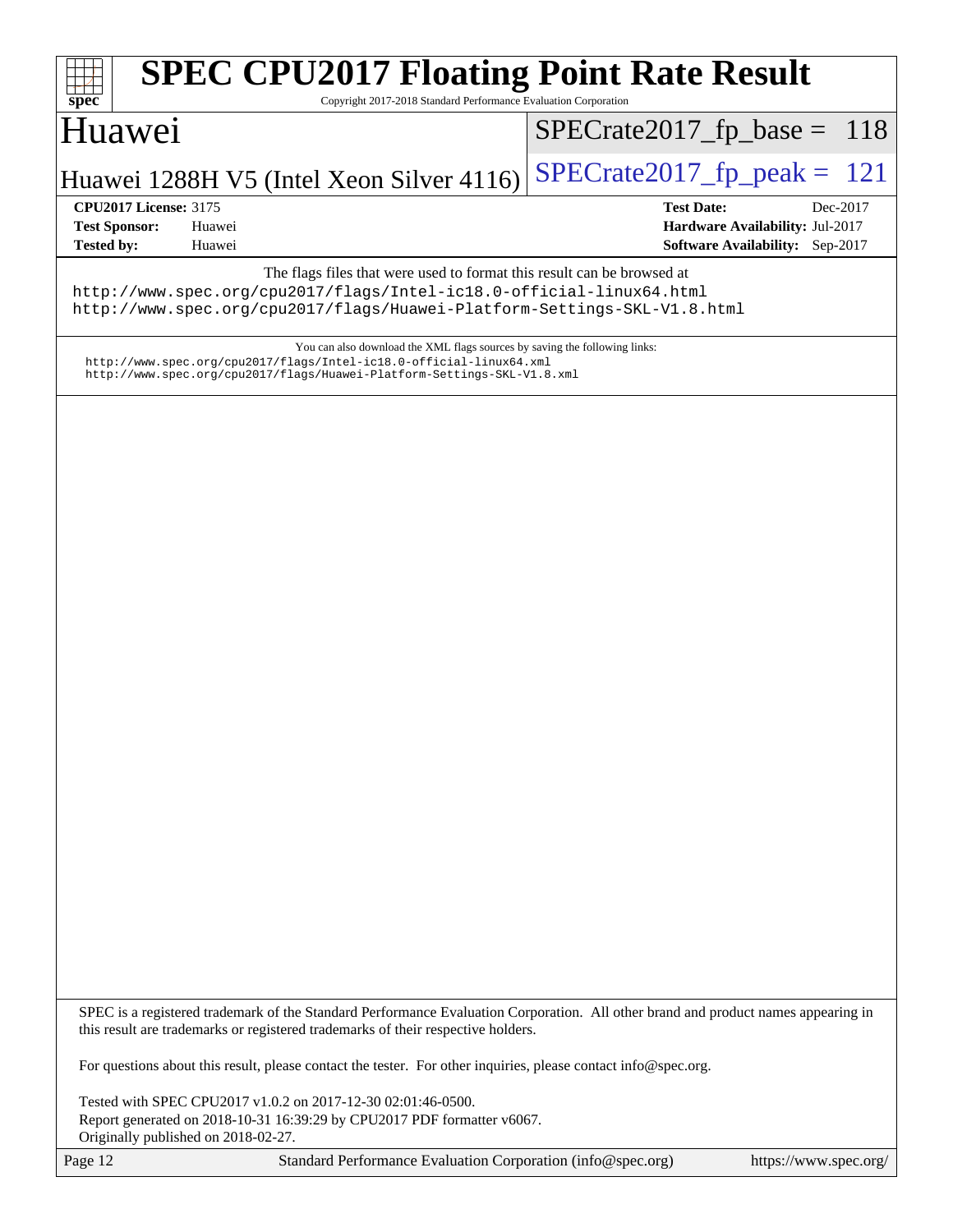The flags files that were used to format this result can be browsed at
http://www.spec.org/cpu2017/flags/Intel-ic18.0-official-linux64.html
http://www.spec.org/cpu2017/flags/Huawei-Platform-Settings-SKL-V1.8.html

You can also download the XML flags sources by saving the following links:
http://www.spec.org/cpu2017/flags/Intel-ic18.0-official-linux64.xml
http://www.spec.org/cpu2017/flags/Huawei-Platform-Settings-SKL-V1.8.xml

SPEC is a registered trademark of the Standard Performance Evaluation Corporation. All other brand and product names appearing in this result are trademarks or registered trademarks of their respective holders.

For questions about this result, please contact the tester. For other inquiries, please contact info@spec.org.

Tested with SPEC CPU2017 v1.0.2 on 2017-12-30 02:01:46-0500.
Report generated on 2018-10-31 16:39:29 by CPU2017 PDF formatter v6067.
Originally published on 2018-02-27.